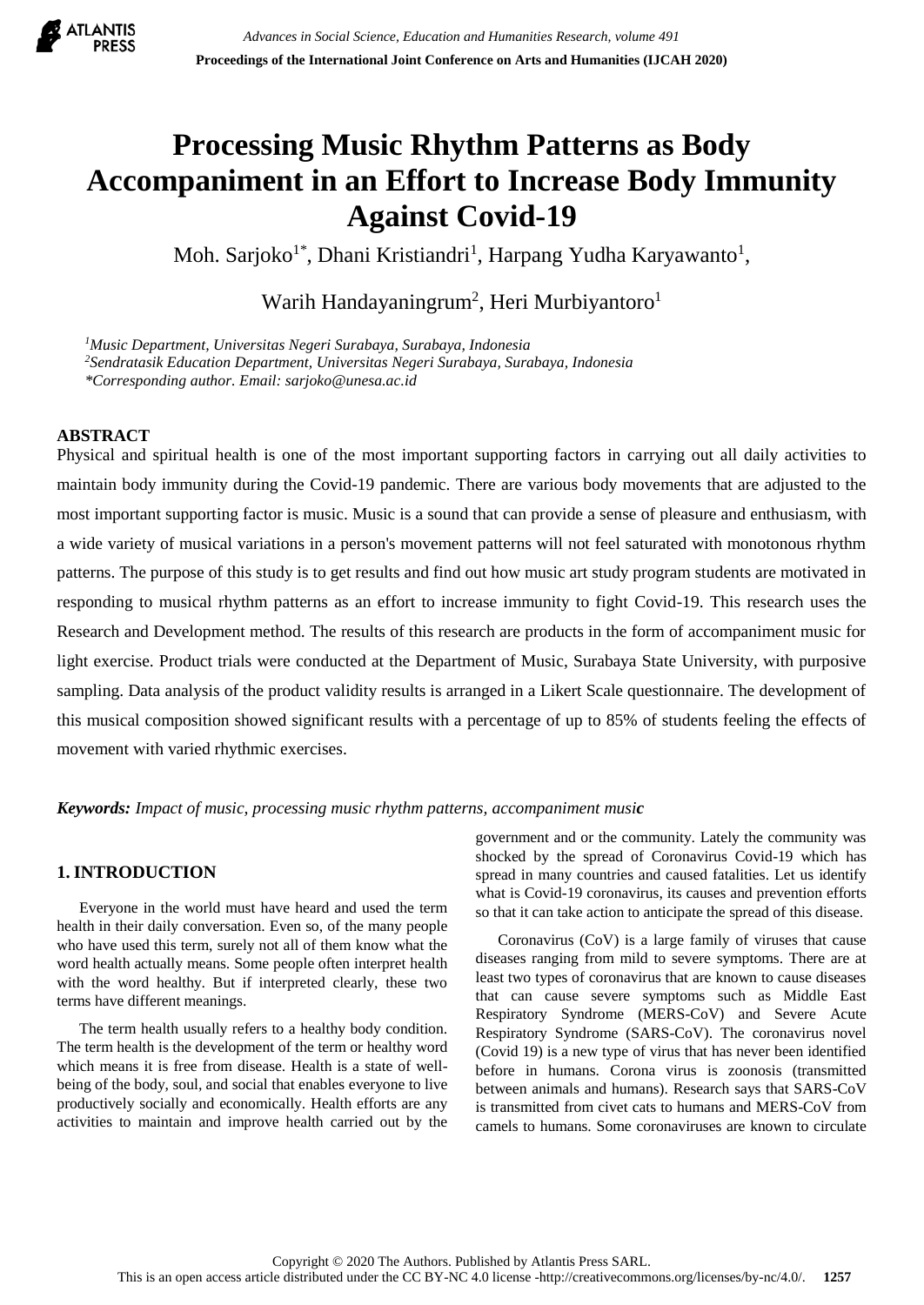# Processing Music Rhythm Patterns as Body Accompaniment in an Effort to Increase Body Immunity Against Covid-19

Moh. Sarjoko[1*], Dhani Kristiandri[1], Harpang Yudha Karyawanto[1], Warih Handayaningrum[2], Heri Murbiyantoro[1]

[1]*Music Department, Universitas Negeri Surabaya, Surabaya, Indonesia*
[2]*Sendratasik Education Department, Universitas Negeri Surabaya, Surabaya, Indonesia*
*\*Corresponding author. Email: sarjoko@unesa.ac.id*

## ABSTRACT

Physical and spiritual health is one of the most important supporting factors in carrying out all daily activities to maintain body immunity during the Covid-19 pandemic. There are various body movements that are adjusted to the most important supporting factor is music. Music is a sound that can provide a sense of pleasure and enthusiasm, with a wide variety of musical variations in a person's movement patterns will not feel saturated with monotonous rhythm patterns. The purpose of this study is to get results and find out how music art study program students are motivated in responding to musical rhythm patterns as an effort to increase immunity to fight Covid-19. This research uses the Research and Development method. The results of this research are products in the form of accompaniment music for light exercise. Product trials were conducted at the Department of Music, Surabaya State University, with purposive sampling. Data analysis of the product validity results is arranged in a Likert Scale questionnaire. The development of this musical composition showed significant results with a percentage of up to 85% of students feeling the effects of movement with varied rhythmic exercises.

***Keywords:*** *Impact of music, processing music rhythm patterns, accompaniment music*

## 1. INTRODUCTION

Everyone in the world must have heard and used the term health in their daily conversation. Even so, of the many people who have used this term, surely not all of them know what the word health actually means. Some people often interpret health with the word healthy. But if interpreted clearly, these two terms have different meanings.

The term health usually refers to a healthy body condition. The term health is the development of the term or healthy word which means it is free from disease. Health is a state of well-being of the body, soul, and social that enables everyone to live productively socially and economically. Health efforts are any activities to maintain and improve health carried out by the government and or the community. Lately the community was shocked by the spread of Coronavirus Covid-19 which has spread in many countries and caused fatalities. Let us identify what is Covid-19 coronavirus, its causes and prevention efforts so that it can take action to anticipate the spread of this disease.

Coronavirus (CoV) is a large family of viruses that cause diseases ranging from mild to severe symptoms. There are at least two types of coronavirus that are known to cause diseases that can cause severe symptoms such as Middle East Respiratory Syndrome (MERS-CoV) and Severe Acute Respiratory Syndrome (SARS-CoV). The coronavirus novel (Covid 19) is a new type of virus that has never been identified before in humans. Corona virus is zoonosis (transmitted between animals and humans). Research says that SARS-CoV is transmitted from civet cats to humans and MERS-CoV from camels to humans. Some coronaviruses are known to circulate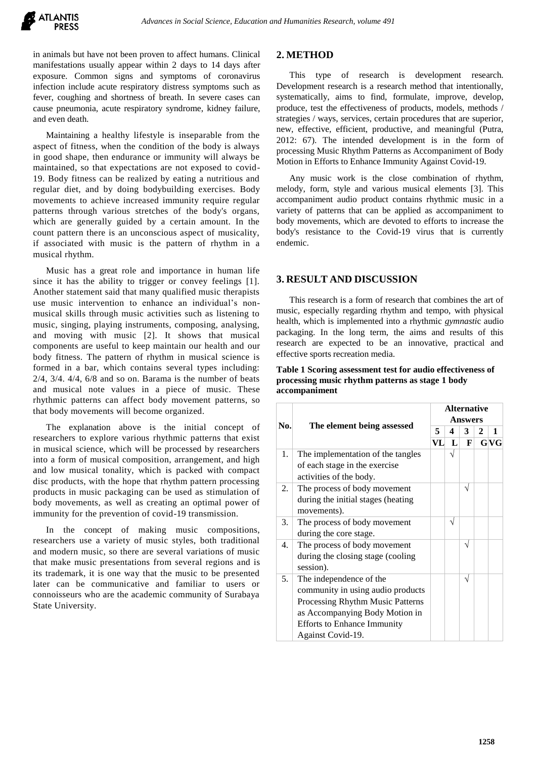in animals but have not been proven to affect humans. Clinical manifestations usually appear within 2 days to 14 days after exposure. Common signs and symptoms of coronavirus infection include acute respiratory distress symptoms such as fever, coughing and shortness of breath. In severe cases can cause pneumonia, acute respiratory syndrome, kidney failure, and even death.

Maintaining a healthy lifestyle is inseparable from the aspect of fitness, when the condition of the body is always in good shape, then endurance or immunity will always be maintained, so that expectations are not exposed to covid-19. Body fitness can be realized by eating a nutritious and regular diet, and by doing bodybuilding exercises. Body movements to achieve increased immunity require regular patterns through various stretches of the body's organs, which are generally guided by a certain amount. In the count pattern there is an unconscious aspect of musicality, if associated with music is the pattern of rhythm in a musical rhythm.

Music has a great role and importance in human life since it has the ability to trigger or convey feelings [1]. Another statement said that many qualified music therapists use music intervention to enhance an individual's non-musical skills through music activities such as listening to music, singing, playing instruments, composing, analysing, and moving with music [2]. It shows that musical components are useful to keep maintain our health and our body fitness. The pattern of rhythm in musical science is formed in a bar, which contains several types including: 2/4, 3/4. 4/4, 6/8 and so on. Barama is the number of beats and musical note values in a piece of music. These rhythmic patterns can affect body movement patterns, so that body movements will become organized.

The explanation above is the initial concept of researchers to explore various rhythmic patterns that exist in musical science, which will be processed by researchers into a form of musical composition, arrangement, and high and low musical tonality, which is packed with compact disc products, with the hope that rhythm pattern processing products in music packaging can be used as stimulation of body movements, as well as creating an optimal power of immunity for the prevention of covid-19 transmission.

In the concept of making music compositions, researchers use a variety of music styles, both traditional and modern music, so there are several variations of music that make music presentations from several regions and is its trademark, it is one way that the music to be presented later can be communicative and familiar to users or connoisseurs who are the academic community of Surabaya State University.

## 2. METHOD

This type of research is development research. Development research is a research method that intentionally, systematically, aims to find, formulate, improve, develop, produce, test the effectiveness of products, models, methods / strategies / ways, services, certain procedures that are superior, new, effective, efficient, productive, and meaningful (Putra, 2012: 67). The intended development is in the form of processing Music Rhythm Patterns as Accompaniment of Body Motion in Efforts to Enhance Immunity Against Covid-19.

Any music work is the close combination of rhythm, melody, form, style and various musical elements [3]. This accompaniment audio product contains rhythmic music in a variety of patterns that can be applied as accompaniment to body movements, which are devoted to efforts to increase the body's resistance to the Covid-19 virus that is currently endemic.

## 3. RESULT AND DISCUSSION

This research is a form of research that combines the art of music, especially regarding rhythm and tempo, with physical health, which is implemented into a rhythmic *gymnastic* audio packaging. In the long term, the aims and results of this research are expected to be an innovative, practical and effective sports recreation media.

**Table 1 Scoring assessment test for audio effectiveness of processing music rhythm patterns as stage 1 body accompaniment**

| No. | The element being assessed | Alternative Answers | | | | |
|---|---|---|---|---|---|---|
| | | 5 | 4 | 3 | 2 | 1 |
| | | VL | L | F | G | VG |
| 1. | The implementation of the tangles of each stage in the exercise activities of the body. | | √ | | | |
| 2. | The process of body movement during the initial stages (heating movements). | | | √ | | |
| 3. | The process of body movement during the core stage. | | √ | | | |
| 4. | The process of body movement during the closing stage (cooling session). | | | √ | | |
| 5. | The independence of the community in using audio products Processing Rhythm Music Patterns as Accompanying Body Motion in Efforts to Enhance Immunity Against Covid-19. | | | √ | | |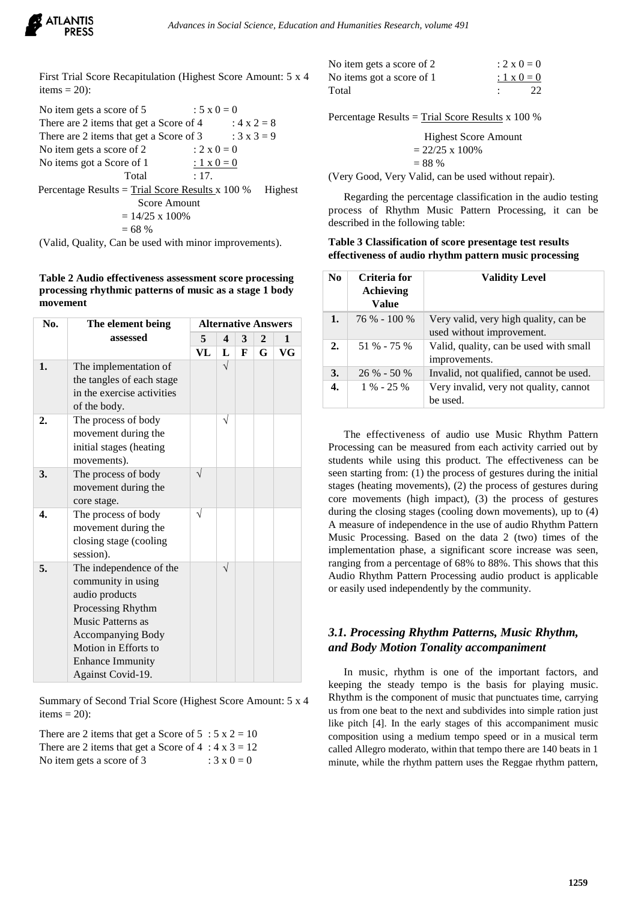First Trial Score Recapitulation (Highest Score Amount: 5 x 4 items = 20):

No item gets a score of 5 : 5 x 0 = 0
There are 2 items that get a Score of 4 : 4 x 2 = 8
There are 2 items that get a Score of 3 : 3 x 3 = 9
No item gets a score of 2 : 2 x 0 = 0
No items got a Score of 1 : 1 x 0 = 0
Total : 17.

Percentage Results = Trial Score Results x 100 % / Highest Score Amount
= 14/25 x 100%
= 68 %

(Valid, Quality, Can be used with minor improvements).

**Table 2 Audio effectiveness assessment score processing processing rhythmic patterns of music as a stage 1 body movement**

| No. | The element being assessed | Alternative Answers | | | | |
|---|---|---|---|---|---|---|
| | | 5 | 4 | 3 | 2 | 1 |
| | | VL | L | F | G | VG |
| 1. | The implementation of the tangles of each stage in the exercise activities of the body. | | √ | | | |
| 2. | The process of body movement during the initial stages (heating movements). | | √ | | | |
| 3. | The process of body movement during the core stage. | √ | | | | |
| 4. | The process of body movement during the closing stage (cooling session). | √ | | | | |
| 5. | The independence of the community in using audio products Processing Rhythm Music Patterns as Accompanying Body Motion in Efforts to Enhance Immunity Against Covid-19. | | √ | | | |

Summary of Second Trial Score (Highest Score Amount: 5 x 4 items = 20):

There are 2 items that get a Score of 5 : 5 x 2 = 10
There are 2 items that get a Score of 4 : 4 x 3 = 12
No item gets a score of 3 : 3 x 0 = 0
No item gets a score of 2 : 2 x 0 = 0
No items got a score of 1 : 1 x 0 = 0
Total : 22

Percentage Results = Trial Score Results x 100 % / Highest Score Amount
= 22/25 x 100%
= 88 %

(Very Good, Very Valid, can be used without repair).

Regarding the percentage classification in the audio testing process of Rhythm Music Pattern Processing, it can be described in the following table:

**Table 3 Classification of score presentage test results effectiveness of audio rhythm pattern music processing**

| No | Criteria for Achieving Value | Validity Level |
|---|---|---|
| 1. | 76 % - 100 % | Very valid, very high quality, can be used without improvement. |
| 2. | 51 % - 75 % | Valid, quality, can be used with small improvements. |
| 3. | 26 % - 50 % | Invalid, not qualified, cannot be used. |
| 4. | 1 % - 25 % | Very invalid, very not quality, cannot be used. |

The effectiveness of audio use Music Rhythm Pattern Processing can be measured from each activity carried out by students while using this product. The effectiveness can be seen starting from: (1) the process of gestures during the initial stages (heating movements), (2) the process of gestures during core movements (high impact), (3) the process of gestures during the closing stages (cooling down movements), up to (4) A measure of independence in the use of audio Rhythm Pattern Music Processing. Based on the data 2 (two) times of the implementation phase, a significant score increase was seen, ranging from a percentage of 68% to 88%. This shows that this Audio Rhythm Pattern Processing audio product is applicable or easily used independently by the community.

### *3.1. Processing Rhythm Patterns, Music Rhythm, and Body Motion Tonality accompaniment*

In music, rhythm is one of the important factors, and keeping the steady tempo is the basis for playing music. Rhythm is the component of music that punctuates time, carrying us from one beat to the next and subdivides into simple ration just like pitch [4]. In the early stages of this accompaniment music composition using a medium tempo speed or in a musical term called Allegro moderato, within that tempo there are 140 beats in 1 minute, while the rhythm pattern uses the Reggae rhythm pattern,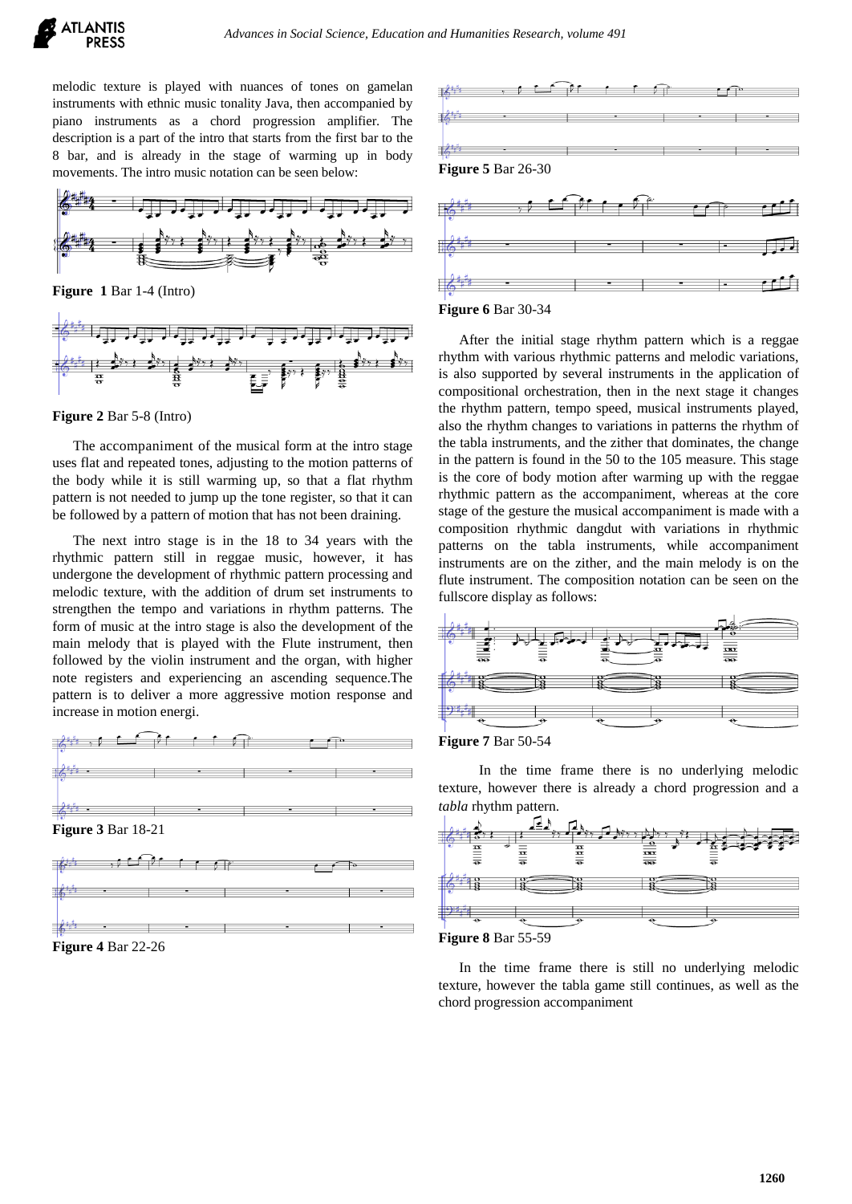melodic texture is played with nuances of tones on gamelan instruments with ethnic music tonality Java, then accompanied by piano instruments as a chord progression amplifier. The description is a part of the intro that starts from the first bar to the 8 bar, and is already in the stage of warming up in body movements. The intro music notation can be seen below:

**Figure 1** Bar 1-4 (Intro)

**Figure 2** Bar 5-8 (Intro)

The accompaniment of the musical form at the intro stage uses flat and repeated tones, adjusting to the motion patterns of the body while it is still warming up, so that a flat rhythm pattern is not needed to jump up the tone register, so that it can be followed by a pattern of motion that has not been draining.

The next intro stage is in the 18 to 34 years with the rhythmic pattern still in reggae music, however, it has undergone the development of rhythmic pattern processing and melodic texture, with the addition of drum set instruments to strengthen the tempo and variations in rhythm patterns. The form of music at the intro stage is also the development of the main melody that is played with the Flute instrument, then followed by the violin instrument and the organ, with higher note registers and experiencing an ascending sequence.The pattern is to deliver a more aggressive motion response and increase in motion energi.

**Figure 3** Bar 18-21

**Figure 4** Bar 22-26

**Figure 5** Bar 26-30

**Figure 6** Bar 30-34

After the initial stage rhythm pattern which is a reggae rhythm with various rhythmic patterns and melodic variations, is also supported by several instruments in the application of compositional orchestration, then in the next stage it changes the rhythm pattern, tempo speed, musical instruments played, also the rhythm changes to variations in patterns the rhythm of the tabla instruments, and the zither that dominates, the change in the pattern is found in the 50 to the 105 measure. This stage is the core of body motion after warming up with the reggae rhythmic pattern as the accompaniment, whereas at the core stage of the gesture the musical accompaniment is made with a composition rhythmic dangdut with variations in rhythmic patterns on the tabla instruments, while accompaniment instruments are on the zither, and the main melody is on the flute instrument. The composition notation can be seen on the fullscore display as follows:

**Figure 7** Bar 50-54

In the time frame there is no underlying melodic texture, however there is already a chord progression and a *tabla* rhythm pattern.

**Figure 8** Bar 55-59

In the time frame there is still no underlying melodic texture, however the tabla game still continues, as well as the chord progression accompaniment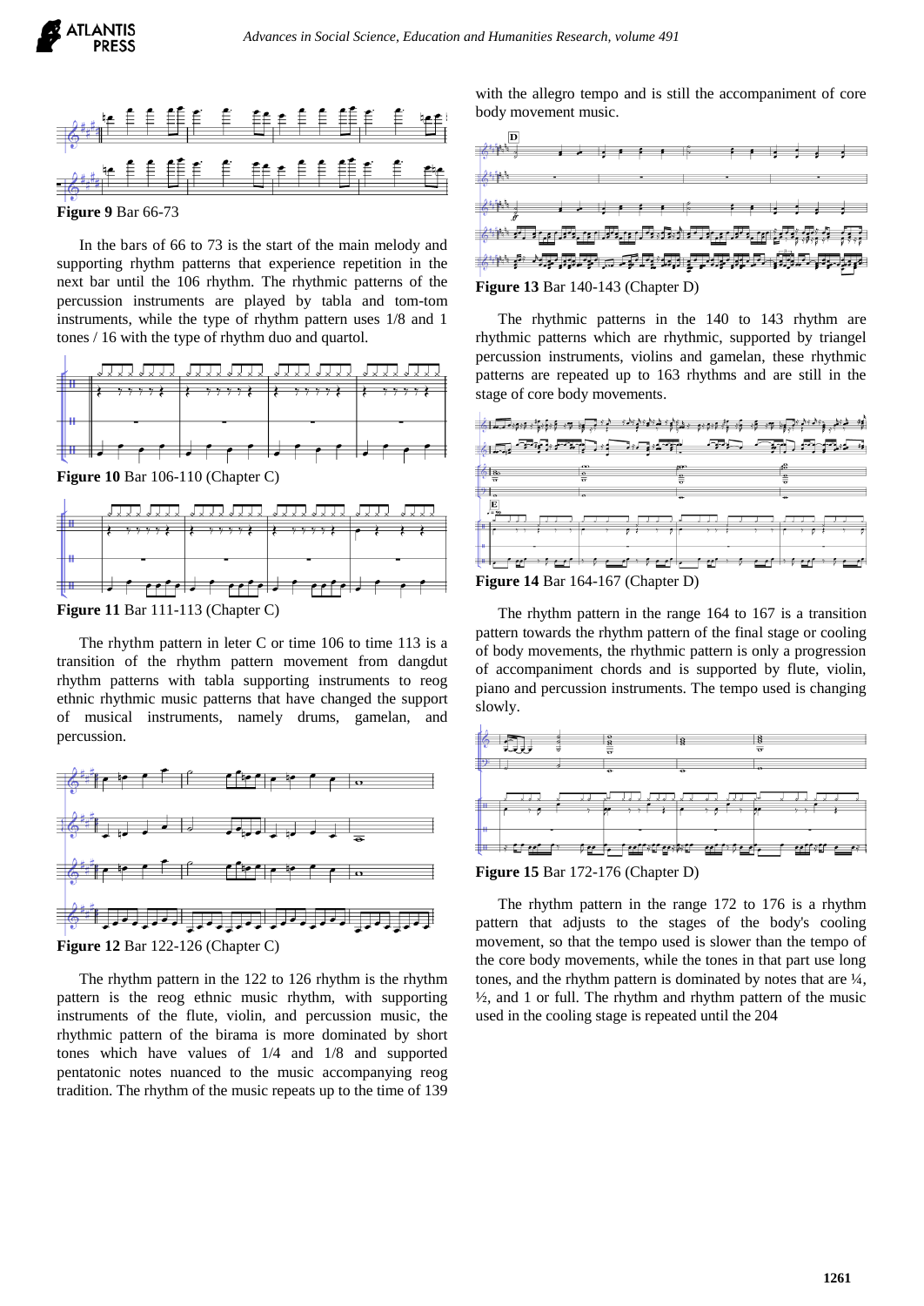Figure 9 Bar 66-73

In the bars of 66 to 73 is the start of the main melody and supporting rhythm patterns that experience repetition in the next bar until the 106 rhythm. The rhythmic patterns of the percussion instruments are played by tabla and tom-tom instruments, while the type of rhythm pattern uses 1/8 and 1 tones / 16 with the type of rhythm duo and quartol.

Figure 10 Bar 106-110 (Chapter C)

Figure 11 Bar 111-113 (Chapter C)

The rhythm pattern in leter C or time 106 to time 113 is a transition of the rhythm pattern movement from dangdut rhythm patterns with tabla supporting instruments to reog ethnic rhythmic music patterns that have changed the support of musical instruments, namely drums, gamelan, and percussion.

Figure 12 Bar 122-126 (Chapter C)

The rhythm pattern in the 122 to 126 rhythm is the rhythm pattern is the reog ethnic music rhythm, with supporting instruments of the flute, violin, and percussion music, the rhythmic pattern of the birama is more dominated by short tones which have values of 1/4 and 1/8 and supported pentatonic notes nuanced to the music accompanying reog tradition. The rhythm of the music repeats up to the time of 139 with the allegro tempo and is still the accompaniment of core body movement music.

Figure 13 Bar 140-143 (Chapter D)

The rhythmic patterns in the 140 to 143 rhythm are rhythmic patterns which are rhythmic, supported by triangel percussion instruments, violins and gamelan, these rhythmic patterns are repeated up to 163 rhythms and are still in the stage of core body movements.

Figure 14 Bar 164-167 (Chapter D)

The rhythm pattern in the range 164 to 167 is a transition pattern towards the rhythm pattern of the final stage or cooling of body movements, the rhythmic pattern is only a progression of accompaniment chords and is supported by flute, violin, piano and percussion instruments. The tempo used is changing slowly.

Figure 15 Bar 172-176 (Chapter D)

The rhythm pattern in the range 172 to 176 is a rhythm pattern that adjusts to the stages of the body's cooling movement, so that the tempo used is slower than the tempo of the core body movements, while the tones in that part use long tones, and the rhythm pattern is dominated by notes that are ¼, ½, and 1 or full. The rhythm and rhythm pattern of the music used in the cooling stage is repeated until the 204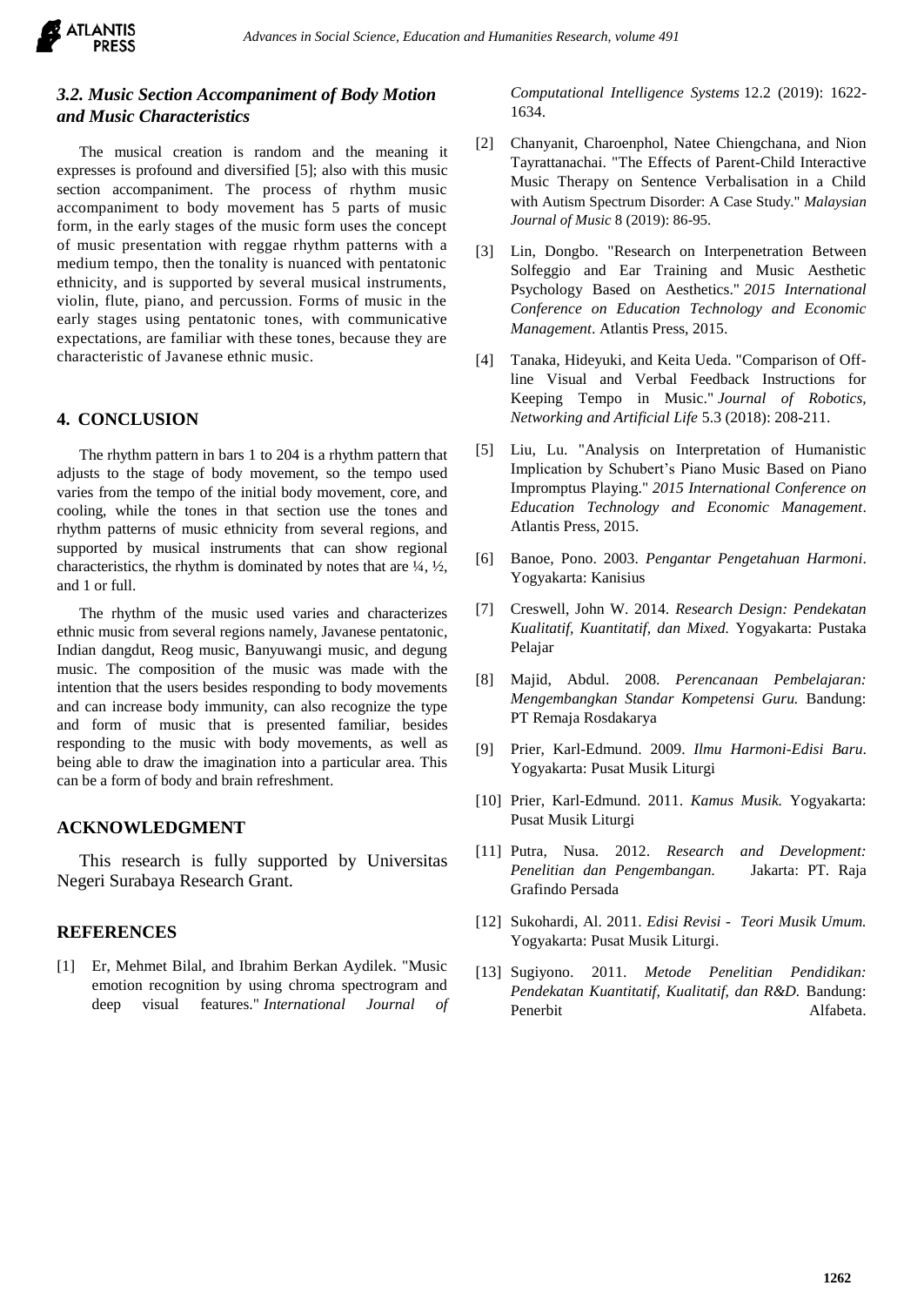### 3.2. Music Section Accompaniment of Body Motion and Music Characteristics

The musical creation is random and the meaning it expresses is profound and diversified [5]; also with this music section accompaniment. The process of rhythm music accompaniment to body movement has 5 parts of music form, in the early stages of the music form uses the concept of music presentation with reggae rhythm patterns with a medium tempo, then the tonality is nuanced with pentatonic ethnicity, and is supported by several musical instruments, violin, flute, piano, and percussion. Forms of music in the early stages using pentatonic tones, with communicative expectations, are familiar with these tones, because they are characteristic of Javanese ethnic music.

## 4. CONCLUSION

The rhythm pattern in bars 1 to 204 is a rhythm pattern that adjusts to the stage of body movement, so the tempo used varies from the tempo of the initial body movement, core, and cooling, while the tones in that section use the tones and rhythm patterns of music ethnicity from several regions, and supported by musical instruments that can show regional characteristics, the rhythm is dominated by notes that are ¼, ½, and 1 or full.

The rhythm of the music used varies and characterizes ethnic music from several regions namely, Javanese pentatonic, Indian dangdut, Reog music, Banyuwangi music, and degung music. The composition of the music was made with the intention that the users besides responding to body movements and can increase body immunity, can also recognize the type and form of music that is presented familiar, besides responding to the music with body movements, as well as being able to draw the imagination into a particular area. This can be a form of body and brain refreshment.

## ACKNOWLEDGMENT

This research is fully supported by Universitas Negeri Surabaya Research Grant.

## REFERENCES

[1] Er, Mehmet Bilal, and Ibrahim Berkan Aydilek. "Music emotion recognition by using chroma spectrogram and deep visual features." *International Journal of Computational Intelligence Systems* 12.2 (2019): 1622-1634.

[2] Chanyanit, Charoenphol, Natee Chiengchana, and Nion Tayrattanachai. "The Effects of Parent-Child Interactive Music Therapy on Sentence Verbalisation in a Child with Autism Spectrum Disorder: A Case Study." *Malaysian Journal of Music* 8 (2019): 86-95.

[3] Lin, Dongbo. "Research on Interpenetration Between Solfeggio and Ear Training and Music Aesthetic Psychology Based on Aesthetics." *2015 International Conference on Education Technology and Economic Management*. Atlantis Press, 2015.

[4] Tanaka, Hideyuki, and Keita Ueda. "Comparison of Off-line Visual and Verbal Feedback Instructions for Keeping Tempo in Music." *Journal of Robotics, Networking and Artificial Life* 5.3 (2018): 208-211.

[5] Liu, Lu. "Analysis on Interpretation of Humanistic Implication by Schubert's Piano Music Based on Piano Impromptus Playing." *2015 International Conference on Education Technology and Economic Management*. Atlantis Press, 2015.

[6] Banoe, Pono. 2003. *Pengantar Pengetahuan Harmoni*. Yogyakarta: Kanisius

[7] Creswell, John W. 2014. *Research Design: Pendekatan Kualitatif, Kuantitatif, dan Mixed.* Yogyakarta: Pustaka Pelajar

[8] Majid, Abdul. 2008. *Perencanaan Pembelajaran: Mengembangkan Standar Kompetensi Guru.* Bandung: PT Remaja Rosdakarya

[9] Prier, Karl-Edmund. 2009. *Ilmu Harmoni-Edisi Baru*. Yogyakarta: Pusat Musik Liturgi

[10] Prier, Karl-Edmund. 2011. *Kamus Musik.* Yogyakarta: Pusat Musik Liturgi

[11] Putra, Nusa. 2012. *Research and Development: Penelitian dan Pengembangan.* Jakarta: PT. Raja Grafindo Persada

[12] Sukohardi, Al. 2011. *Edisi Revisi - Teori Musik Umum.* Yogyakarta: Pusat Musik Liturgi.

[13] Sugiyono. 2011. *Metode Penelitian Pendidikan: Pendekatan Kuantitatif, Kualitatif, dan R&D.* Bandung: Penerbit Alfabeta.